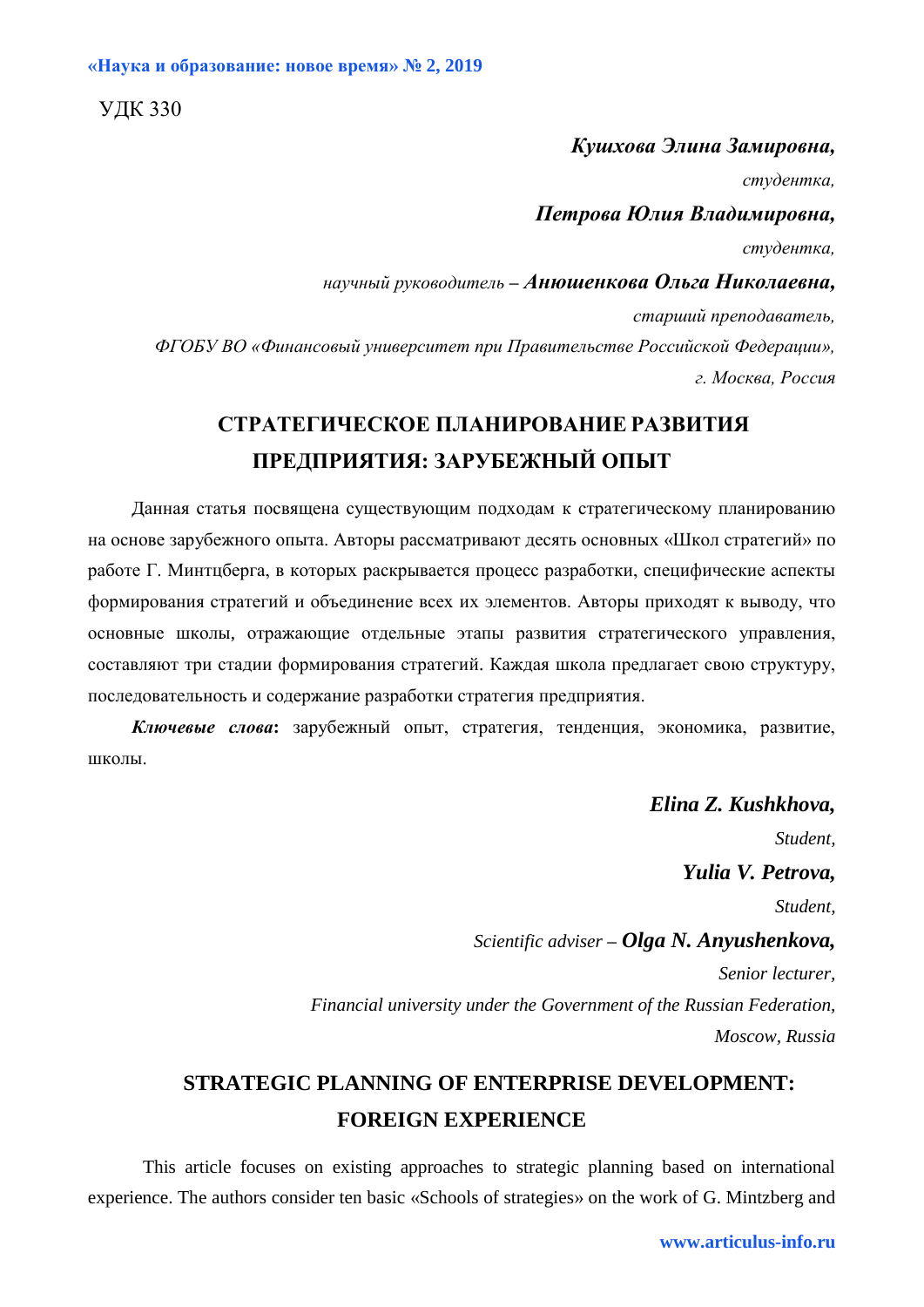УДК 330

***Кушхова Элина Замировна,***

*студентка,*

***Петрова Юлия Владимировна,***

*студентка,*

*научный руководитель –* ***Анюшенкова Ольга Николаевна,***

*старший преподаватель,*

*ФГОБУ ВО «Финансовый университет при Правительстве Российской Федерации»,*

*г. Москва, Россия*

# СТРАТЕГИЧЕСКОЕ ПЛАНИРОВАНИЕ РАЗВИТИЯ ПРЕДПРИЯТИЯ: ЗАРУБЕЖНЫЙ ОПЫТ

Данная статья посвящена существующим подходам к стратегическому планированию на основе зарубежного опыта. Авторы рассматривают десять основных «Школ стратегий» по работе Г. Минтцберга, в которых раскрывается процесс разработки, специфические аспекты формирования стратегий и объединение всех их элементов. Авторы приходят к выводу, что основные школы, отражающие отдельные этапы развития стратегического управления, составляют три стадии формирования стратегий. Каждая школа предлагает свою структуру, последовательность и содержание разработки стратегия предприятия.

***Ключевые слова*:** зарубежный опыт, стратегия, тенденция, экономика, развитие, школы.

***Elina Z. Kushkhova,***

*Student,*

***Yulia V. Petrova,***

*Student,*

*Scientific adviser –* ***Olga N. Anyushenkova,***

*Senior lecturer,*

*Financial university under the Government of the Russian Federation,*

*Moscow, Russia*

# STRATEGIC PLANNING OF ENTERPRISE DEVELOPMENT: FOREIGN EXPERIENCE

This article focuses on existing approaches to strategic planning based on international experience. The authors consider ten basic «Schools of strategies» on the work of G. Mintzberg and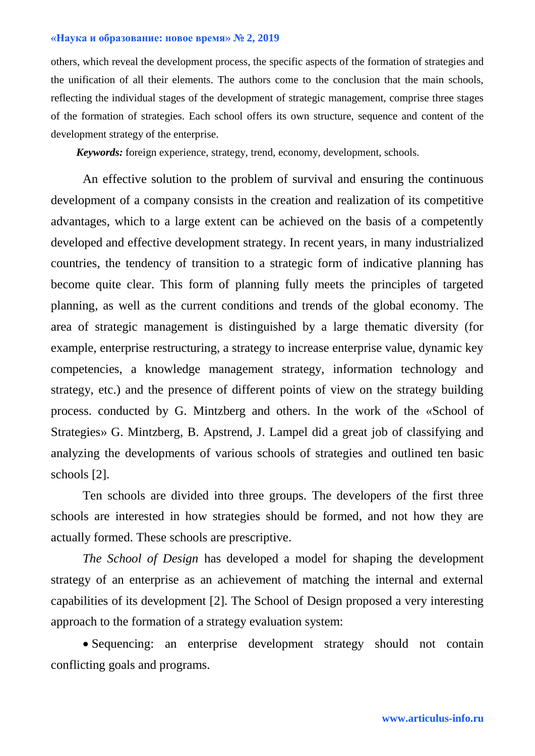others, which reveal the development process, the specific aspects of the formation of strategies and the unification of all their elements. The authors come to the conclusion that the main schools, reflecting the individual stages of the development of strategic management, comprise three stages of the formation of strategies. Each school offers its own structure, sequence and content of the development strategy of the enterprise.

***Keywords:*** foreign experience, strategy, trend, economy, development, schools.

An effective solution to the problem of survival and ensuring the continuous development of a company consists in the creation and realization of its competitive advantages, which to a large extent can be achieved on the basis of a competently developed and effective development strategy. In recent years, in many industrialized countries, the tendency of transition to a strategic form of indicative planning has become quite clear. This form of planning fully meets the principles of targeted planning, as well as the current conditions and trends of the global economy. The area of strategic management is distinguished by a large thematic diversity (for example, enterprise restructuring, a strategy to increase enterprise value, dynamic key competencies, a knowledge management strategy, information technology and strategy, etc.) and the presence of different points of view on the strategy building process. conducted by G. Mintzberg and others. In the work of the «School of Strategies» G. Mintzberg, B. Apstrend, J. Lampel did a great job of classifying and analyzing the developments of various schools of strategies and outlined ten basic schools [2].

Ten schools are divided into three groups. The developers of the first three schools are interested in how strategies should be formed, and not how they are actually formed. These schools are prescriptive.

*The School of Design* has developed a model for shaping the development strategy of an enterprise as an achievement of matching the internal and external capabilities of its development [2]. The School of Design proposed a very interesting approach to the formation of a strategy evaluation system:

- Sequencing: an enterprise development strategy should not contain conflicting goals and programs.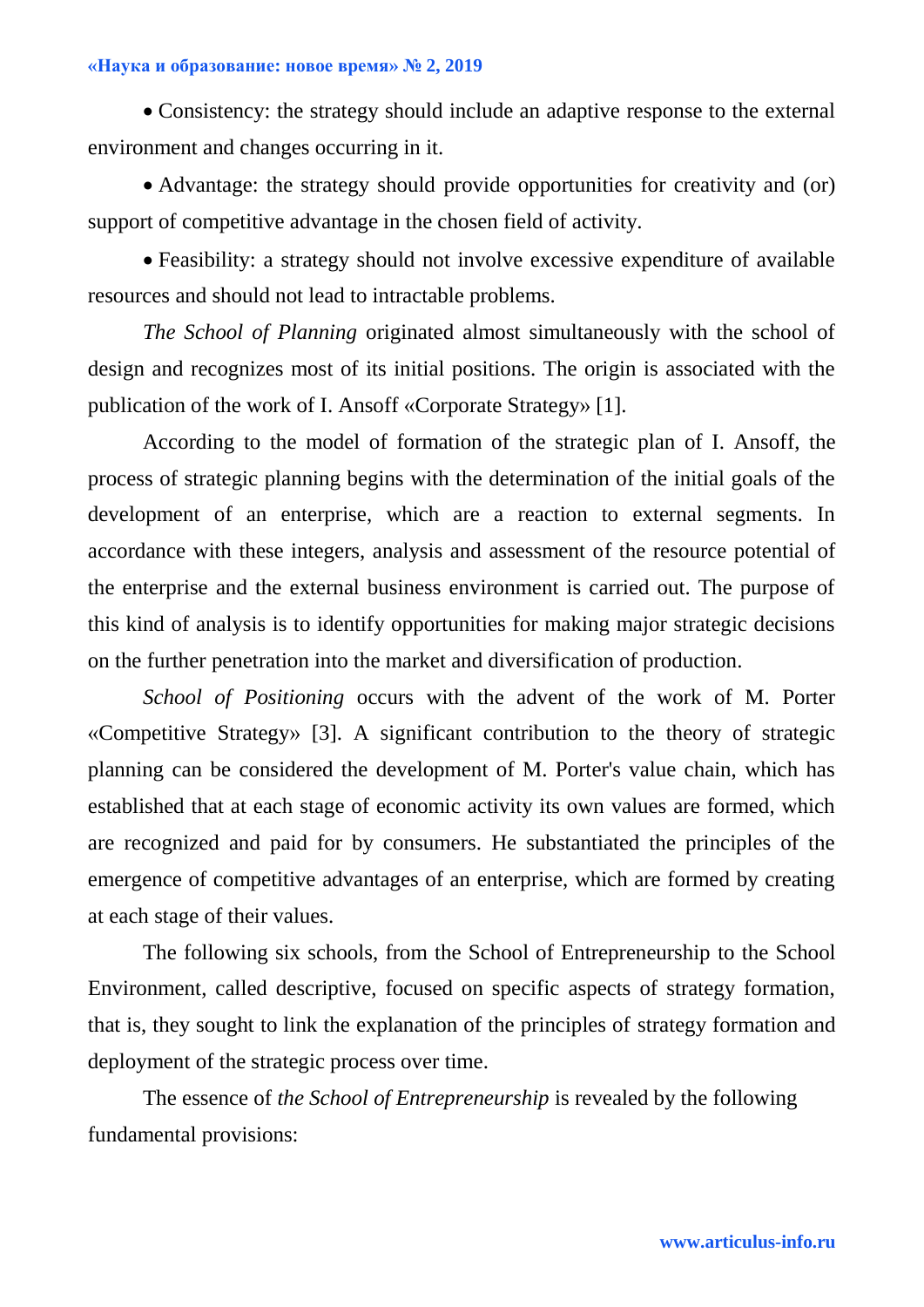- Consistency: the strategy should include an adaptive response to the external environment and changes occurring in it.
- Advantage: the strategy should provide opportunities for creativity and (or) support of competitive advantage in the chosen field of activity.
- Feasibility: a strategy should not involve excessive expenditure of available resources and should not lead to intractable problems.

*The School of Planning* originated almost simultaneously with the school of design and recognizes most of its initial positions. The origin is associated with the publication of the work of I. Ansoff «Corporate Strategy» [1].

According to the model of formation of the strategic plan of I. Ansoff, the process of strategic planning begins with the determination of the initial goals of the development of an enterprise, which are a reaction to external segments. In accordance with these integers, analysis and assessment of the resource potential of the enterprise and the external business environment is carried out. The purpose of this kind of analysis is to identify opportunities for making major strategic decisions on the further penetration into the market and diversification of production.

*School of Positioning* occurs with the advent of the work of M. Porter «Competitive Strategy» [3]. A significant contribution to the theory of strategic planning can be considered the development of M. Porter's value chain, which has established that at each stage of economic activity its own values are formed, which are recognized and paid for by consumers. He substantiated the principles of the emergence of competitive advantages of an enterprise, which are formed by creating at each stage of their values.

The following six schools, from the School of Entrepreneurship to the School Environment, called descriptive, focused on specific aspects of strategy formation, that is, they sought to link the explanation of the principles of strategy formation and deployment of the strategic process over time.

The essence of *the School of Entrepreneurship* is revealed by the following fundamental provisions: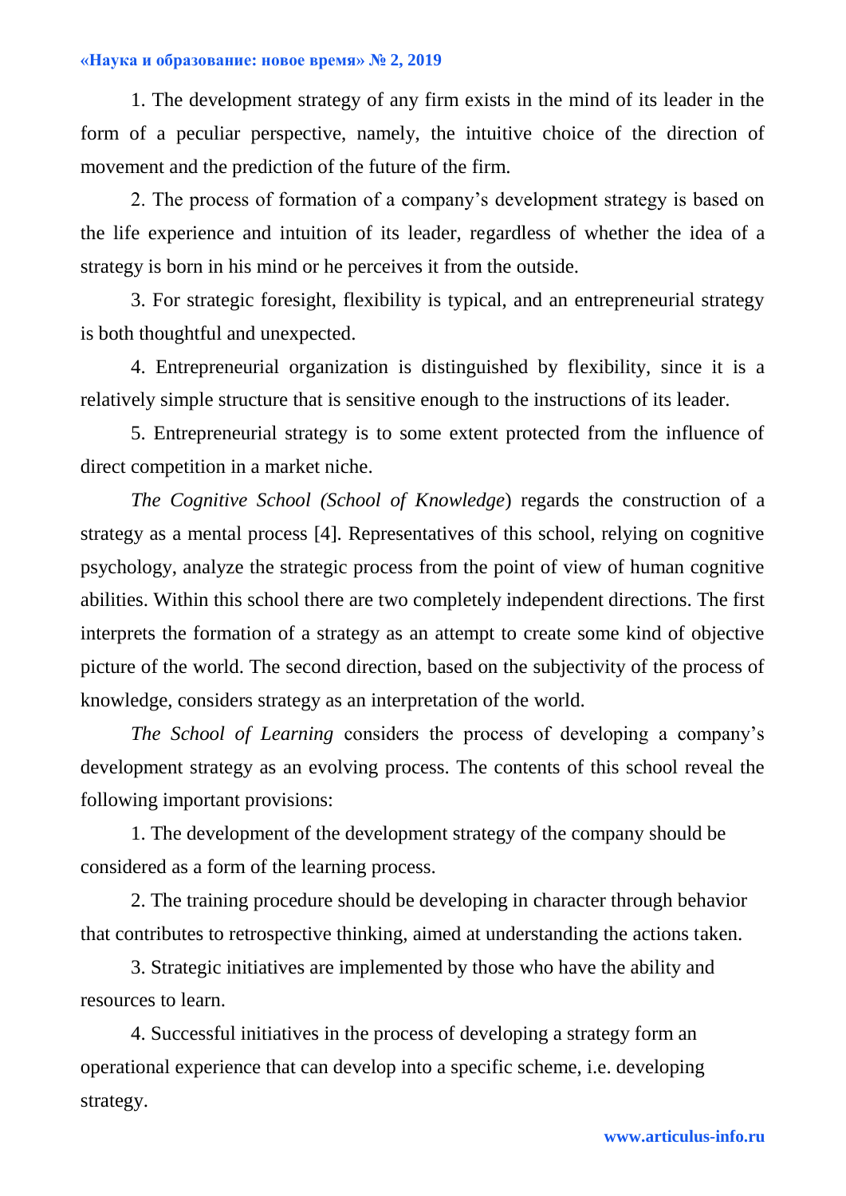1. The development strategy of any firm exists in the mind of its leader in the form of a peculiar perspective, namely, the intuitive choice of the direction of movement and the prediction of the future of the firm.

2. The process of formation of a company's development strategy is based on the life experience and intuition of its leader, regardless of whether the idea of a strategy is born in his mind or he perceives it from the outside.

3. For strategic foresight, flexibility is typical, and an entrepreneurial strategy is both thoughtful and unexpected.

4. Entrepreneurial organization is distinguished by flexibility, since it is a relatively simple structure that is sensitive enough to the instructions of its leader.

5. Entrepreneurial strategy is to some extent protected from the influence of direct competition in a market niche.

*The Cognitive School (School of Knowledge*) regards the construction of a strategy as a mental process [4]. Representatives of this school, relying on cognitive psychology, analyze the strategic process from the point of view of human cognitive abilities. Within this school there are two completely independent directions. The first interprets the formation of a strategy as an attempt to create some kind of objective picture of the world. The second direction, based on the subjectivity of the process of knowledge, considers strategy as an interpretation of the world.

*The School of Learning* considers the process of developing a company's development strategy as an evolving process. The contents of this school reveal the following important provisions:

1. The development of the development strategy of the company should be considered as a form of the learning process.

2. The training procedure should be developing in character through behavior that contributes to retrospective thinking, aimed at understanding the actions taken.

3. Strategic initiatives are implemented by those who have the ability and resources to learn.

4. Successful initiatives in the process of developing a strategy form an operational experience that can develop into a specific scheme, i.e. developing strategy.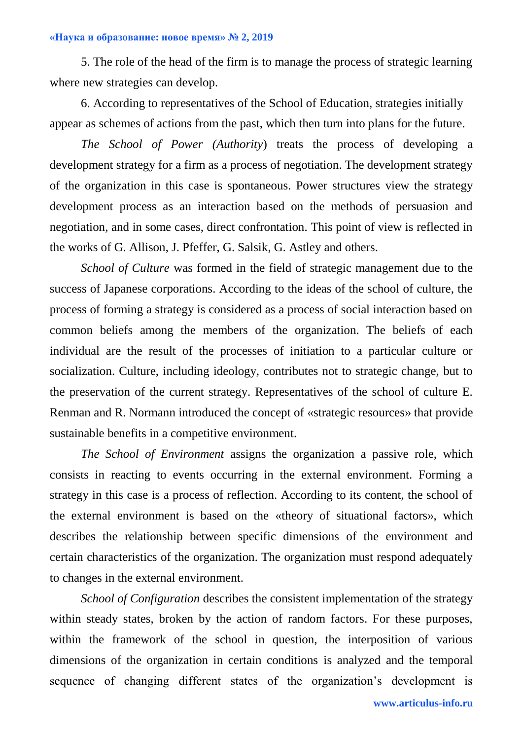5. The role of the head of the firm is to manage the process of strategic learning where new strategies can develop.

6. According to representatives of the School of Education, strategies initially appear as schemes of actions from the past, which then turn into plans for the future.

*The School of Power (Authority*) treats the process of developing a development strategy for a firm as a process of negotiation. The development strategy of the organization in this case is spontaneous. Power structures view the strategy development process as an interaction based on the methods of persuasion and negotiation, and in some cases, direct confrontation. This point of view is reflected in the works of G. Allison, J. Pfeffer, G. Salsik, G. Astley and others.

*School of Culture* was formed in the field of strategic management due to the success of Japanese corporations. According to the ideas of the school of culture, the process of forming a strategy is considered as a process of social interaction based on common beliefs among the members of the organization. The beliefs of each individual are the result of the processes of initiation to a particular culture or socialization. Culture, including ideology, contributes not to strategic change, but to the preservation of the current strategy. Representatives of the school of culture E. Renman and R. Normann introduced the concept of «strategic resources» that provide sustainable benefits in a competitive environment.

*The School of Environment* assigns the organization a passive role, which consists in reacting to events occurring in the external environment. Forming a strategy in this case is a process of reflection. According to its content, the school of the external environment is based on the «theory of situational factors», which describes the relationship between specific dimensions of the environment and certain characteristics of the organization. The organization must respond adequately to changes in the external environment.

*School of Configuration* describes the consistent implementation of the strategy within steady states, broken by the action of random factors. For these purposes, within the framework of the school in question, the interposition of various dimensions of the organization in certain conditions is analyzed and the temporal sequence of changing different states of the organization's development is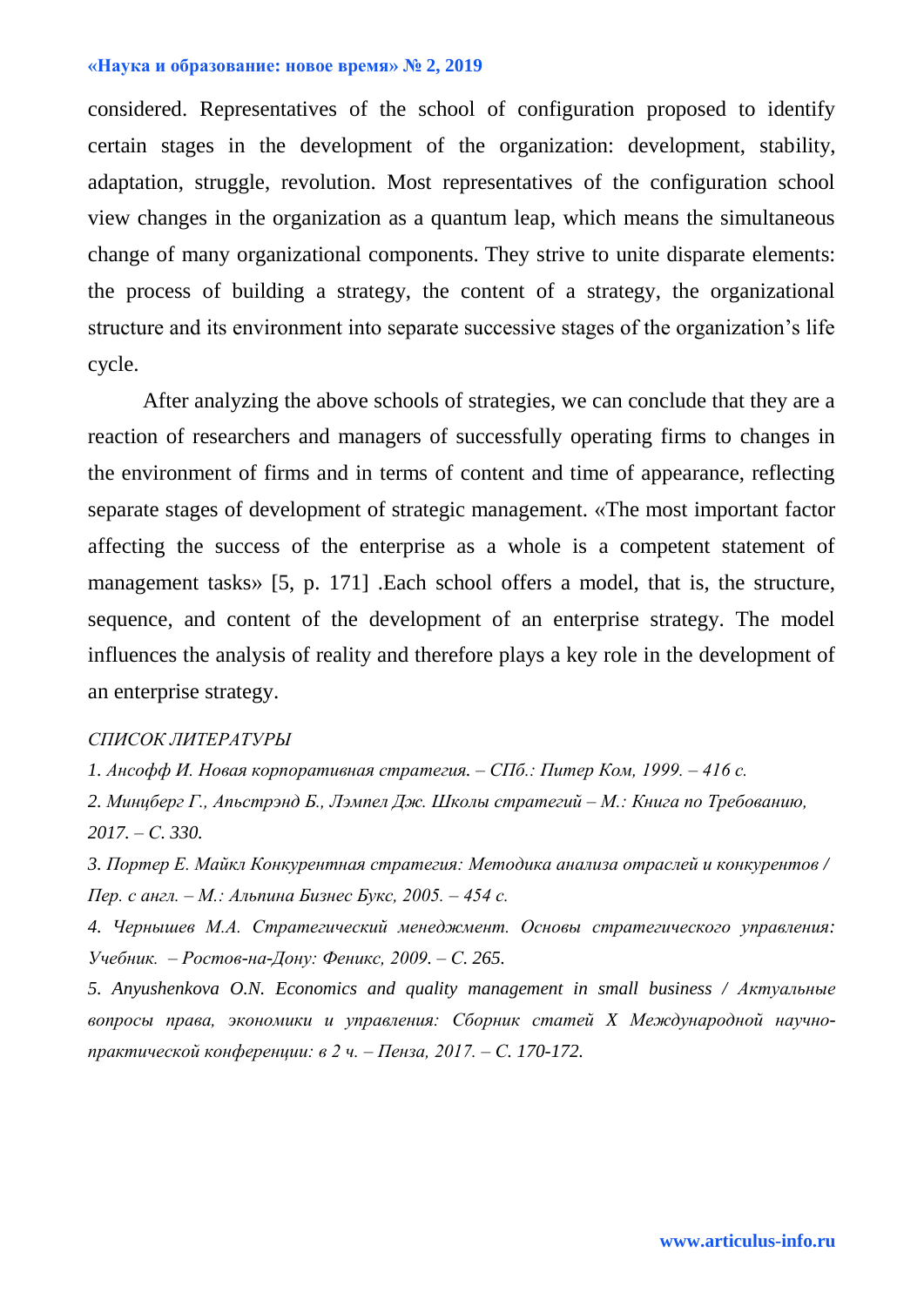considered. Representatives of the school of configuration proposed to identify certain stages in the development of the organization: development, stability, adaptation, struggle, revolution. Most representatives of the configuration school view changes in the organization as a quantum leap, which means the simultaneous change of many organizational components. They strive to unite disparate elements: the process of building a strategy, the content of a strategy, the organizational structure and its environment into separate successive stages of the organization's life cycle.

After analyzing the above schools of strategies, we can conclude that they are a reaction of researchers and managers of successfully operating firms to changes in the environment of firms and in terms of content and time of appearance, reflecting separate stages of development of strategic management. «The most important factor affecting the success of the enterprise as a whole is a competent statement of management tasks» [5, p. 171] .Each school offers a model, that is, the structure, sequence, and content of the development of an enterprise strategy. The model influences the analysis of reality and therefore plays a key role in the development of an enterprise strategy.

*СПИСОК ЛИТЕРАТУРЫ*

*1. Ансофф И. Новая корпоративная стратегия. – СПб.: Питер Ком, 1999. – 416 с.*

*2. Минцберг Г., Альстрэнд Б., Лэмпел Дж. Школы стратегий – М.: Книга по Требованию, 2017. – С. 330.*

*3. Портер Е. Майкл Конкурентная стратегия: Методика анализа отраслей и конкурентов / Пер. с англ. – М.: Альпина Бизнес Букс, 2005. – 454 с.*

*4. Чернышев М.А. Стратегический менеджмент. Основы стратегического управления: Учебник. – Ростов-на-Дону: Феникс, 2009. – С. 265.*

*5. Anyushenkova O.N. Economics and quality management in small business / Актуальные вопросы права, экономики и управления: Сборник статей X Международной научно-практической конференции: в 2 ч. – Пенза, 2017. – С. 170-172.*